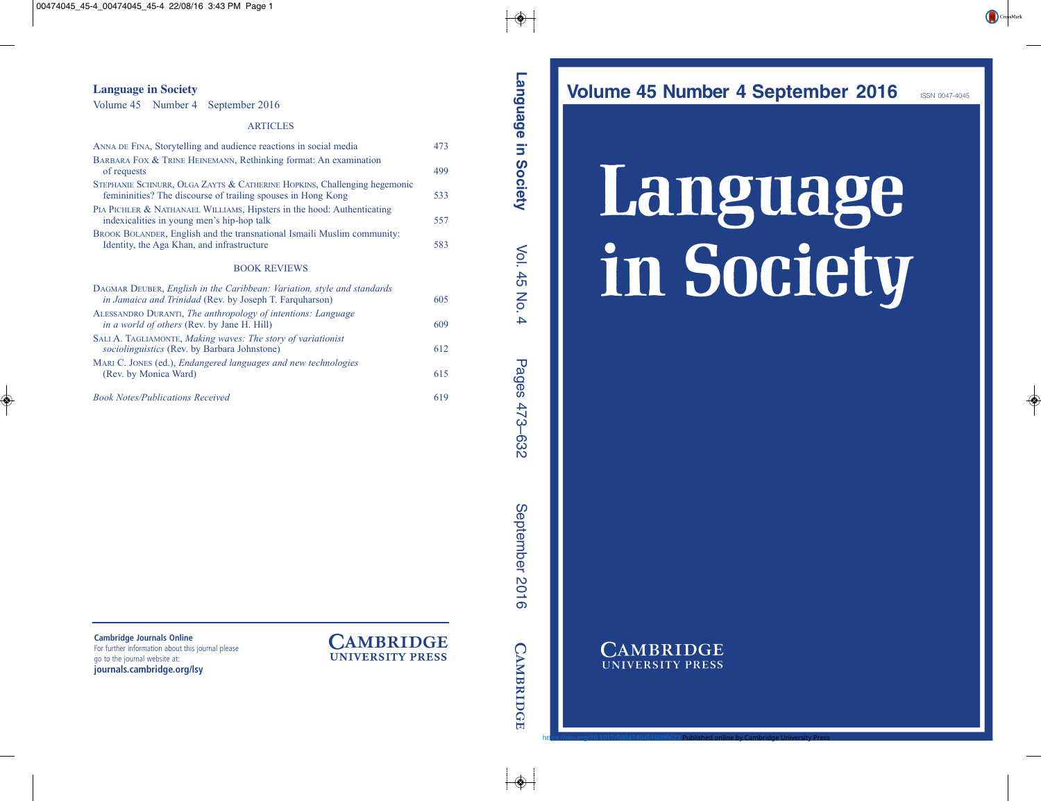# Language in Society

Volume 45 Number 4 September 2016

## ARTICLES

| | |
|---|---|
| ANNA DE FINA, Storytelling and audience reactions in social media | 473 |
| BARBARA FOX & TRINE HEINEMANN, Rethinking format: An examination of requests | 499 |
| STEPHANIE SCHNURR, OLGA ZAYTS & CATHERINE HOPKINS, Challenging hegemonic femininities? The discourse of trailing spouses in Hong Kong | 533 |
| PIA PICHLER & NATHANAEL WILLIAMS, Hipsters in the hood: Authenticating indexicalities in young men's hip-hop talk | 557 |
| BROOK BOLANDER, English and the transnational Ismaili Muslim community: Identity, the Aga Khan, and infrastructure | 583 |

## BOOK REVIEWS

| | |
|---|---|
| DAGMAR DEUBER, *English in the Caribbean: Variation, style and standards in Jamaica and Trinidad* (Rev. by Joseph T. Farquharson) | 605 |
| ALESSANDRO DURANTI, *The anthropology of intentions: Language in a world of others* (Rev. by Jane H. Hill) | 609 |
| SALI A. TAGLIAMONTE, *Making waves: The story of variationist sociolinguistics* (Rev. by Barbara Johnstone) | 612 |
| MARI C. JONES (ed.), *Endangered languages and new technologies* (Rev. by Monica Ward) | 615 |
| *Book Notes/Publications Received* | 619 |

**Cambridge Journals Online**
For further information about this journal please go to the journal website at:
**journals.cambridge.org/lsy**

CAMBRIDGE UNIVERSITY PRESS

Language in Society Vol. 45 No. 4 Pages 473–632 September 2016 CAMBRIDGE

Volume 45 Number 4 September 2016 ISSN 0047-4045

# Language in Society

CAMBRIDGE UNIVERSITY PRESS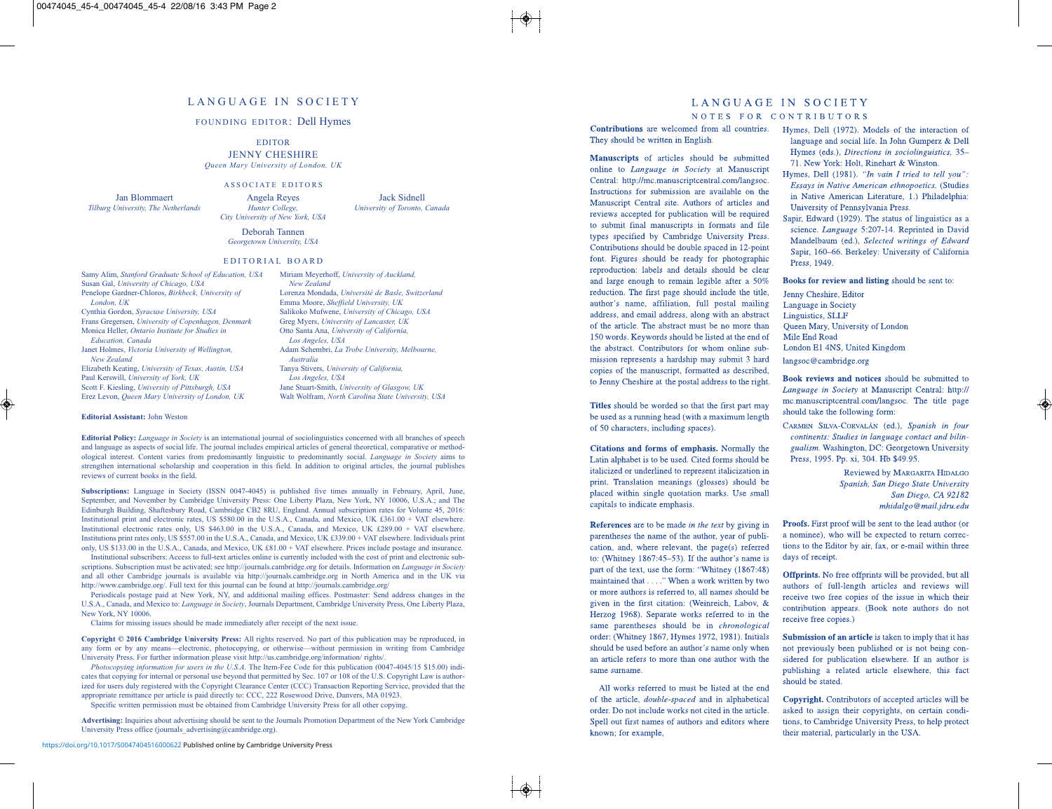# LANGUAGE IN SOCIETY

FOUNDING EDITOR: Dell Hymes

EDITOR
JENNY CHESHIRE
*Queen Mary University of London, UK*

## ASSOCIATE EDITORS

Jan Blommaert, *Tilburg University, The Netherlands*
Angela Reyes, *Hunter College, City University of New York, USA*
Jack Sidnell, *University of Toronto, Canada*
Deborah Tannen, *Georgetown University, USA*

## EDITORIAL BOARD

Samy Alim, *Stanford Graduate School of Education, USA*
Susan Gal, *University of Chicago, USA*
Penelope Gardner-Chloros, *Birkbeck, University of London, UK*
Cynthia Gordon, *Georgetown University, USA*
Frans Gregersen, *University of Copenhagen, Denmark*
Monica Heller, *Ontario Institute for Studies in Education, Canada*
Janet Holmes, *Victoria University of Wellington, New Zealand*
Elizabeth Keating, *University of Texas, Austin, USA*
Paul Kerswill, *University of York, UK*
Scott F. Kiesling, *University of Pittsburgh, USA*
Erez Levon, *Queen Mary University of London, UK*
Miriam Meyerhoff, *University of Auckland, New Zealand*
Lorenza Mondada, *Université de Basle, Switzerland*
Emma Moore, *Sheffield University, UK*
Salikoko Mufwene, *University of Chicago, USA*
Greg Myers, *University of Lancaster, UK*
Otto Santa Ana, *University of California, Los Angeles, USA*
Adam Schembri, *La Trobe University, Melbourne, Australia*
Tanya Stivers, *University of California, Los Angeles, USA*
Jane Stuart-Smith, *University of Glasgow, UK*
Walt Wolfram, *North Carolina State University, USA*

**Editorial Assistant:** John Weston

**Editorial Policy:** *Language in Society* is an international journal of sociolinguistics concerned with all branches of speech and language as aspects of social life. The journal includes empirical articles of general theoretical, comparative or methodological interest. Content varies from predominantly linguistic to predominantly social. *Language in Society* aims to strengthen international scholarship and cooperation in this field. In addition to original articles, the journal publishes reviews of current books in the field.

**Subscriptions:** Language in Society (ISSN 0047-4045) is published five times annually in February, April, June, September, and November by Cambridge University Press: One Liberty Plaza, New York, NY 10006, U.S.A.; and The Edinburgh Building, Shaftesbury Road, Cambridge CB2 8RU, England. Annual subscription rates for Volume 45, 2016: Institutional print and electronic rates, US $580.00 in the U.S.A., Canada, and Mexico, UK £361.00 + VAT elsewhere. Institutional electronic rates only, US $463.00 in the U.S.A., Canada, and Mexico, UK £289.00 + VAT elsewhere. Institutions print rates only, US $557.00 in the U.S.A., Canada, and Mexico, UK £339.00 + VAT elsewhere. Individuals print only, US $133.00 in the U.S.A., Canada, and Mexico, UK £81.00 + VAT elsewhere. Prices include postage and insurance.

Institutional subscribers: Access to full-text articles online is currently included with the cost of print and electronic subscriptions. Subscription must be activated; see http://journals.cambridge.org for details. Information on *Language in Society* and all other Cambridge journals is available via http://journals.cambridge.org in North America and in the UK via http://www.cambridge.org/. Full text for this journal can be found at http://journals.cambridge.org/

Periodicals postage paid at New York, NY, and additional mailing offices. Postmaster: Send address changes in the U.S.A., Canada, and Mexico to: *Language in Society*, Journals Department, Cambridge University Press, One Liberty Plaza, New York, NY 10006.

Claims for missing issues should be made immediately after receipt of the next issue.

**Copyright © 2016 Cambridge University Press:** All rights reserved. No part of this publication may be reproduced, in any form or by any means—electronic, photocopying, or otherwise—without permission in writing from Cambridge University Press. For further information please visit http://us.cambridge.org/information/ rights/.

*Photocopying information for users in the U.S.A.* The Item-Fee Code for this publication (0047-4045/15 $15.00) indicates that copying for internal or personal use beyond that permitted by Sec. 107 or 108 of the U.S. Copyright Law is authorized for users duly registered with the Copyright Clearance Center (CCC) Transaction Reporting Service, provided that the appropriate remittance per article is paid directly to: CCC, 222 Rosewood Drive, Danvers, MA 01923.

Specific written permission must be obtained from Cambridge University Press for all other copying.

**Advertising:** Inquiries about advertising should be sent to the Journals Promotion Department of the New York Cambridge University Press office (journals_advertising@cambridge.org).

https://doi.org/10.1017/S0047404516000622 Published online by Cambridge University Press

# LANGUAGE IN SOCIETY

## NOTES FOR CONTRIBUTORS

**Contributions** are welcomed from all countries. They should be written in English.

**Manuscripts** of articles should be submitted online to *Language in Society* at Manuscript Central: http://mc.manuscriptcentral.com/langsoc. Instructions for submission are available on the Manuscript Central site. Authors of articles and reviews accepted for publication will be required to submit final manuscripts in formats and file types specified by Cambridge University Press. Contributions should be double spaced in 12-point font. Figures should be ready for photographic reproduction: labels and details should be clear and large enough to remain legible after a 50% reduction. The first page should include the title, author's name, affiliation, full postal mailing address, and email address, along with an abstract of the article. The abstract must be no more than 150 words. Keywords should be listed at the end of the abstract. Contributors for whom online submission represents a hardship may submit 3 hard copies of the manuscript, formatted as described, to Jenny Cheshire at the postal address to the right.

**Titles** should be worded so that the first part may be used as a running head (with a maximum length of 50 characters, including spaces).

**Citations and forms of emphasis.** Normally the Latin alphabet is to be used. Cited forms should be italicized or underlined to represent italicization in print. Translation meanings (glosses) should be placed within single quotation marks. Use small capitals to indicate emphasis.

**References** are to be made *in the text* by giving in parentheses the name of the author, year of publication, and, where relevant, the page(s) referred to: (Whitney 1867:45–53). If the author's name is part of the text, use the form: "Whitney (1867:48) maintained that . . . ." When a work written by two or more authors is referred to, all names should be given in the first citation: (Weinreich, Labov, & Herzog 1968). Separate works referred to in the same parentheses should be in *chronological* order: (Whitney 1867, Hymes 1972, 1981). Initials should be used before an author's name only when an article refers to more than one author with the same surname.

All works referred to must be listed at the end of the article, *double-spaced* and in alphabetical order. Do not include works not cited in the article. Spell out first names of authors and editors where known; for example,

Hymes, Dell (1972). Models of the interaction of language and social life. In John Gumperz & Dell Hymes (eds.), *Directions in sociolinguistics*, 35–71. New York: Holt, Rinehart & Winston.

Hymes, Dell (1981). *"In vain I tried to tell you": Essays in Native American ethnopoetics.* (Studies in Native American Literature, 1.) Philadelphia: University of Pennsylvania Press.

Sapir, Edward (1929). The status of linguistics as a science. *Language* 5:207-14. Reprinted in David Mandelbaum (ed.), *Selected writings of Edward* Sapir, 160–66. Berkeley: University of California Press, 1949.

**Books for review and listing** should be sent to:

Jenny Cheshire, Editor
Language in Society
Linguistics, SLLF
Queen Mary, University of London
Mile End Road
London E1 4NS, United Kingdom
langsoc@cambridge.org

**Book reviews and notices** should be submitted to *Language in Society* at Manuscript Central: http://mc.manuscriptcentral.com/langsoc. The title page should take the following form:

Carmen Silva-Corvalán (ed.), *Spanish in four continents: Studies in language contact and bilingualism.* Washington, DC: Georgetown University Press, 1995. Pp. xi, 304. Hb $49.95.

Reviewed by Margarita Hidalgo
*Spanish, San Diego State University*
*San Diego, CA 92182*
*mhidalgo@mail.jdru.edu*

**Proofs.** First proof will be sent to the lead author (or a nominee), who will be expected to return corrections to the Editor by air, fax, or e-mail within three days of receipt.

**Offprints.** No free offprints will be provided, but all authors of full-length articles and reviews will receive two free copies of the issue in which their contribution appears. (Book note authors do not receive free copies.)

**Submission of an article** is taken to imply that it has not previously been published or is not being considered for publication elsewhere. If an author is publishing a related article elsewhere, this fact should be stated.

**Copyright.** Contributors of accepted articles will be asked to assign their copyrights, on certain conditions, to Cambridge University Press, to help protect their material, particularly in the USA.